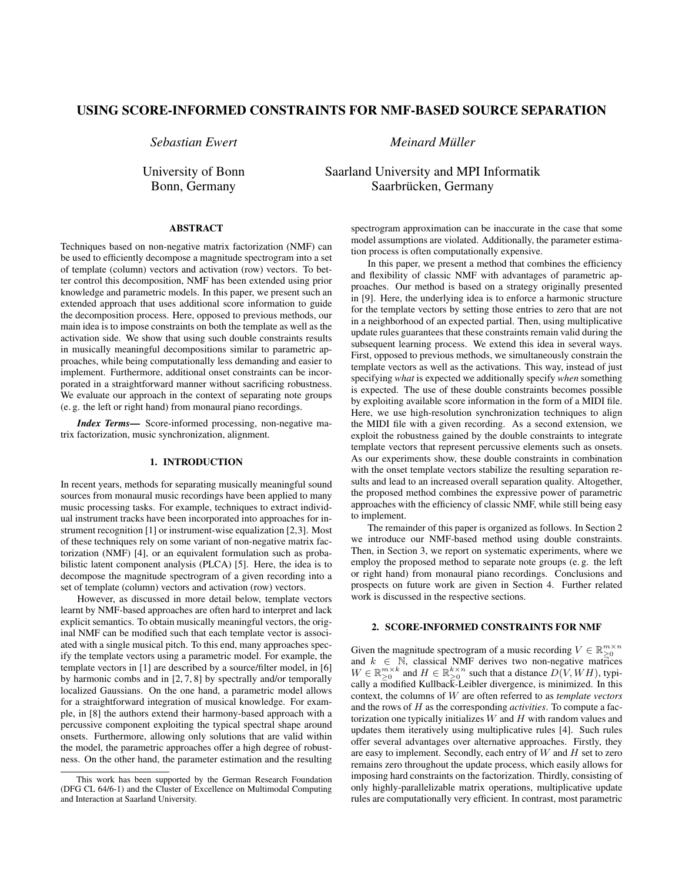# USING SCORE-INFORMED CONSTRAINTS FOR NMF-BASED SOURCE SEPARATION

*Sebastian Ewert*

University of Bonn
Bonn, Germany

*Meinard Müller*

Saarland University and MPI Informatik
Saarbrücken, Germany

## ABSTRACT

Techniques based on non-negative matrix factorization (NMF) can be used to efficiently decompose a magnitude spectrogram into a set of template (column) vectors and activation (row) vectors. To better control this decomposition, NMF has been extended using prior knowledge and parametric models. In this paper, we present such an extended approach that uses additional score information to guide the decomposition process. Here, opposed to previous methods, our main idea is to impose constraints on both the template as well as the activation side. We show that using such double constraints results in musically meaningful decompositions similar to parametric approaches, while being computationally less demanding and easier to implement. Furthermore, additional onset constraints can be incorporated in a straightforward manner without sacrificing robustness. We evaluate our approach in the context of separating note groups (e. g. the left or right hand) from monaural piano recordings.

***Index Terms*—** Score-informed processing, non-negative matrix factorization, music synchronization, alignment.

## 1. INTRODUCTION

In recent years, methods for separating musically meaningful sound sources from monaural music recordings have been applied to many music processing tasks. For example, techniques to extract individual instrument tracks have been incorporated into approaches for instrument recognition [1] or instrument-wise equalization [2,3]. Most of these techniques rely on some variant of non-negative matrix factorization (NMF) [4], or an equivalent formulation such as probabilistic latent component analysis (PLCA) [5]. Here, the idea is to decompose the magnitude spectrogram of a given recording into a set of template (column) vectors and activation (row) vectors.

However, as discussed in more detail below, template vectors learnt by NMF-based approaches are often hard to interpret and lack explicit semantics. To obtain musically meaningful vectors, the original NMF can be modified such that each template vector is associated with a single musical pitch. To this end, many approaches specify the template vectors using a parametric model. For example, the template vectors in [1] are described by a source/filter model, in [6] by harmonic combs and in [2, 7, 8] by spectrally and/or temporally localized Gaussians. On the one hand, a parametric model allows for a straightforward integration of musical knowledge. For example, in [8] the authors extend their harmony-based approach with a percussive component exploiting the typical spectral shape around onsets. Furthermore, allowing only solutions that are valid within the model, the parametric approaches offer a high degree of robustness. On the other hand, the parameter estimation and the resulting spectrogram approximation can be inaccurate in the case that some model assumptions are violated. Additionally, the parameter estimation process is often computationally expensive.

This work has been supported by the German Research Foundation (DFG CL 64/6-1) and the Cluster of Excellence on Multimodal Computing and Interaction at Saarland University.

In this paper, we present a method that combines the efficiency and flexibility of classic NMF with advantages of parametric approaches. Our method is based on a strategy originally presented in [9]. Here, the underlying idea is to enforce a harmonic structure for the template vectors by setting those entries to zero that are not in a neighborhood of an expected partial. Then, using multiplicative update rules guarantees that these constraints remain valid during the subsequent learning process. We extend this idea in several ways. First, opposed to previous methods, we simultaneously constrain the template vectors as well as the activations. This way, instead of just specifying *what* is expected we additionally specify *when* something is expected. The use of these double constraints becomes possible by exploiting available score information in the form of a MIDI file. Here, we use high-resolution synchronization techniques to align the MIDI file with a given recording. As a second extension, we exploit the robustness gained by the double constraints to integrate template vectors that represent percussive elements such as onsets. As our experiments show, these double constraints in combination with the onset template vectors stabilize the resulting separation results and lead to an increased overall separation quality. Altogether, the proposed method combines the expressive power of parametric approaches with the efficiency of classic NMF, while still being easy to implement.

The remainder of this paper is organized as follows. In Section 2 we introduce our NMF-based method using double constraints. Then, in Section 3, we report on systematic experiments, where we employ the proposed method to separate note groups (e. g. the left or right hand) from monaural piano recordings. Conclusions and prospects on future work are given in Section 4. Further related work is discussed in the respective sections.

## 2. SCORE-INFORMED CONSTRAINTS FOR NMF

Given the magnitude spectrogram of a music recording $V \in \mathbb{R}_{\geq 0}^{m \times n}$ and $k \in \mathbb{N}$, classical NMF derives two non-negative matrices $W \in \mathbb{R}_{\geq 0}^{m \times k}$ and $H \in \mathbb{R}_{\geq 0}^{k \times n}$ such that a distance $D(V, WH)$, typically a modified Kullback-Leibler divergence, is minimized. In this context, the columns of $W$ are often referred to as *template vectors* and the rows of $H$ as the corresponding *activities*. To compute a factorization one typically initializes $W$ and $H$ with random values and updates them iteratively using multiplicative rules [4]. Such rules offer several advantages over alternative approaches. Firstly, they are easy to implement. Secondly, each entry of $W$ and $H$ set to zero remains zero throughout the update process, which easily allows for imposing hard constraints on the factorization. Thirdly, consisting of only highly-parallelizable matrix operations, multiplicative update rules are computationally very efficient. In contrast, most parametric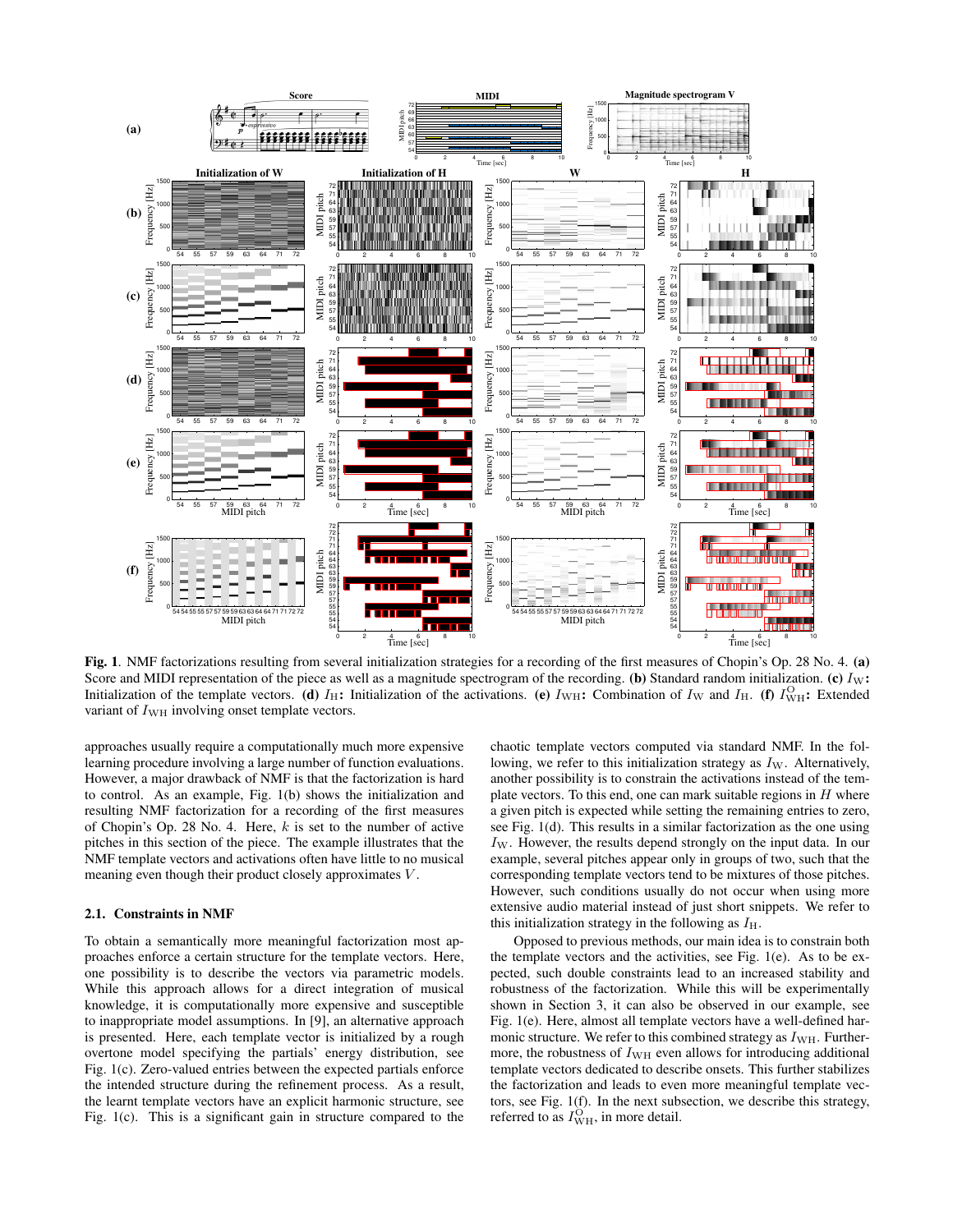**Fig. 1**. NMF factorizations resulting from several initialization strategies for a recording of the first measures of Chopin's Op. 28 No. 4. **(a)** Score and MIDI representation of the piece as well as a magnitude spectrogram of the recording. **(b)** Standard random initialization. **(c)** $I_{\mathrm{W}}$**:** Initialization of the template vectors. **(d)** $I_{\mathrm{H}}$**:** Initialization of the activations. **(e)** $I_{\mathrm{WH}}$**:** Combination of $I_{\mathrm{W}}$ and $I_{\mathrm{H}}$. **(f)** $I_{\mathrm{WH}}^{\mathrm{O}}$**:** Extended variant of $I_{\mathrm{WH}}$ involving onset template vectors.

approaches usually require a computationally much more expensive learning procedure involving a large number of function evaluations. However, a major drawback of NMF is that the factorization is hard to control. As an example, Fig. 1(b) shows the initialization and resulting NMF factorization for a recording of the first measures of Chopin's Op. 28 No. 4. Here, $k$ is set to the number of active pitches in this section of the piece. The example illustrates that the NMF template vectors and activations often have little to no musical meaning even though their product closely approximates $V$.

### 2.1. Constraints in NMF

To obtain a semantically more meaningful factorization most approaches enforce a certain structure for the template vectors. Here, one possibility is to describe the vectors via parametric models. While this approach allows for a direct integration of musical knowledge, it is computationally more expensive and susceptible to inappropriate model assumptions. In [9], an alternative approach is presented. Here, each template vector is initialized by a rough overtone model specifying the partials' energy distribution, see Fig. 1(c). Zero-valued entries between the expected partials enforce the intended structure during the refinement process. As a result, the learnt template vectors have an explicit harmonic structure, see Fig. 1(c). This is a significant gain in structure compared to the chaotic template vectors computed via standard NMF. In the following, we refer to this initialization strategy as $I_{\mathrm{W}}$. Alternatively, another possibility is to constrain the activations instead of the template vectors. To this end, one can mark suitable regions in $H$ where a given pitch is expected while setting the remaining entries to zero, see Fig. 1(d). This results in a similar factorization as the one using $I_{\mathrm{W}}$. However, the results depend strongly on the input data. In our example, several pitches appear only in groups of two, such that the corresponding template vectors tend to be mixtures of those pitches. However, such conditions usually do not occur when using more extensive audio material instead of just short snippets. We refer to this initialization strategy in the following as $I_{\mathrm{H}}$.

Opposed to previous methods, our main idea is to constrain both the template vectors and the activities, see Fig. 1(e). As to be expected, such double constraints lead to an increased stability and robustness of the factorization. While this will be experimentally shown in Section 3, it can also be observed in our example, see Fig. 1(e). Here, almost all template vectors have a well-defined harmonic structure. We refer to this combined strategy as $I_{\mathrm{WH}}$. Furthermore, the robustness of $I_{\mathrm{WH}}$ even allows for introducing additional template vectors dedicated to describe onsets. This further stabilizes the factorization and leads to even more meaningful template vectors, see Fig. 1(f). In the next subsection, we describe this strategy, referred to as $I_{\mathrm{WH}}^{\mathrm{O}}$, in more detail.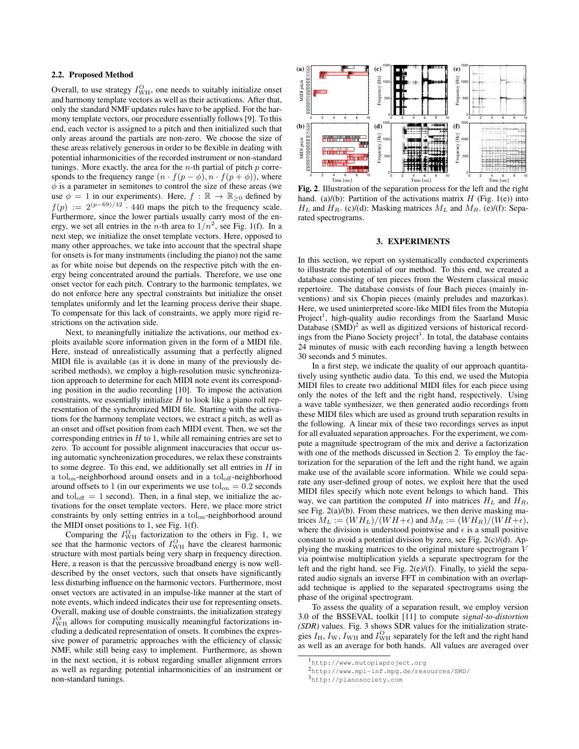## 2.2. Proposed Method

Overall, to use strategy $I_{\mathrm{WH}}^{\mathrm{O}}$, one needs to suitably initialize onset and harmony template vectors as well as their activations. After that, only the standard NMF updates rules have to be applied. For the harmony template vectors, our procedure essentially follows [9]. To this end, each vector is assigned to a pitch and then initialized such that only areas around the partials are non-zero. We choose the size of these areas relatively generous in order to be flexible in dealing with potential inharmonicities of the recorded instrument or non-standard tunings. More exactly, the area for the $n$-th partial of pitch $p$ corresponds to the frequency range $(n \cdot f(p-\phi), n \cdot f(p+\phi))$, where $\phi$ is a parameter in semitones to control the size of these areas (we use $\phi = 1$ in our experiments). Here, $f : \mathbb{R} \to \mathbb{R}_{\geq 0}$ defined by $f(p) := 2^{(p-69)/12} \cdot 440$ maps the pitch to the frequency scale. Furthermore, since the lower partials usually carry most of the energy, we set all entries in the $n$-th area to $1/n^2$, see Fig. 1(f). In a next step, we initialize the onset template vectors. Here, opposed to many other approaches, we take into account that the spectral shape for onsets is for many instruments (including the piano) not the same as for white noise but depends on the respective pitch with the energy being concentrated around the partials. Therefore, we use one onset vector for each pitch. Contrary to the harmonic templates, we do not enforce here any spectral constraints but initialize the onset templates uniformly and let the learning process derive their shape. To compensate for this lack of constraints, we apply more rigid restrictions on the activation side.

Next, to meaningfully initialize the activations, our method exploits available score information given in the form of a MIDI file. Here, instead of unrealistically assuming that a perfectly aligned MIDI file is available (as it is done in many of the previously described methods), we employ a high-resolution music synchronization approach to determine for each MIDI note event its corresponding position in the audio recording [10]. To impose the activation constraints, we essentially initialize $H$ to look like a piano roll representation of the synchronized MIDI file. Starting with the activations for the harmony template vectors, we extract a pitch, as well as an onset and offset position from each MIDI event. Then, we set the corresponding entries in $H$ to 1, while all remaining entries are set to zero. To account for possible alignment inaccuracies that occur using automatic synchronization procedures, we relax these constraints to some degree. To this end, we additionally set all entries in $H$ in a $\mathrm{tol}_{\mathrm{on}}$-neighborhood around onsets and in a $\mathrm{tol}_{\mathrm{off}}$-neighborhood around offsets to 1 (in our experiments we use $\mathrm{tol}_{\mathrm{on}} = 0.2$ seconds and $\mathrm{tol}_{\mathrm{off}} = 1$ second). Then, in a final step, we initialize the activations for the onset template vectors. Here, we place more strict constraints by only setting entries in a $\mathrm{tol}_{\mathrm{on}}$-neighborhood around the MIDI onset positions to 1, see Fig. 1(f).

Comparing the $I_{\mathrm{WH}}^{\mathrm{O}}$ factorization to the others in Fig. 1, we see that the harmonic vectors of $I_{\mathrm{WH}}^{\mathrm{O}}$ have the clearest harmonic structure with most partials being very sharp in frequency direction. Here, a reason is that the percussive broadband energy is now well-described by the onset vectors, such that onsets have significantly less disturbing influence on the harmonic vectors. Furthermore, most onset vectors are activated in an impulse-like manner at the start of note events, which indeed indicates their use for representing onsets. Overall, making use of double constraints, the initialization strategy $I_{\mathrm{WH}}^{\mathrm{O}}$ allows for computing musically meaningful factorizations including a dedicated representation of onsets. It combines the expressive power of parametric approaches with the efficiency of classic NMF, while still being easy to implement. Furthermore, as shown in the next section, it is robust regarding smaller alignment errors as well as regarding potential inharmonicities of an instrument or non-standard tunings.

**Fig. 2**. Illustration of the separation process for the left and the right hand. (a)/(b): Partition of the activations matrix $H$ (Fig. 1(e)) into $H_L$ and $H_R$. (c)/(d): Masking matrices $M_L$ and $M_R$. (e)/(f): Separated spectrograms.

## 3. EXPERIMENTS

In this section, we report on systematically conducted experiments to illustrate the potential of our method. To this end, we created a database consisting of ten pieces from the Western classical music repertoire. The database consists of four Bach pieces (mainly inventions) and six Chopin pieces (mainly preludes and mazurkas). Here, we used uninterpreted score-like MIDI files from the Mutopia Project[1], high-quality audio recordings from the Saarland Music Database (SMD)[2] as well as digitized versions of historical recordings from the Piano Society project[3]. In total, the database contains 24 minutes of music with each recording having a length between 30 seconds and 5 minutes.

In a first step, we indicate the quality of our approach quantitatively using synthetic audio data. To this end, we used the Mutopia MIDI files to create two additional MIDI files for each piece using only the notes of the left and the right hand, respectively. Using a wave table synthesizer, we then generated audio recordings from these MIDI files which are used as ground truth separation results in the following. A linear mix of these two recordings serves as input for all evaluated separation approaches. For the experiment, we compute a magnitude spectrogram of the mix and derive a factorization with one of the methods discussed in Section 2. To employ the factorization for the separation of the left and the right hand, we again make use of the available score information. While we could separate any user-defined group of notes, we exploit here that the used MIDI files specify which note event belongs to which hand. This way, we can partition the computed $H$ into matrices $H_L$ and $H_R$, see Fig. 2(a)/(b). From these matrices, we then derive masking matrices $M_L := (WH_L)/(WH+\epsilon)$ and $M_R := (WH_R)/(WH+\epsilon)$, where the division is understood pointwise and $\epsilon$ is a small positive constant to avoid a potential division by zero, see Fig. 2(c)/(d). Applying the masking matrices to the original mixture spectrogram $V$ via pointwise multiplication yields a separate spectrogram for the left and the right hand, see Fig. 2(e)/(f). Finally, to yield the separated audio signals an inverse FFT in combination with an overlap-add technique is applied to the separated spectrograms using the phase of the original spectrogram.

To assess the quality of a separation result, we employ version 3.0 of the BSSEVAL toolkit [11] to compute *signal-to-distortion (SDR)* values. Fig. 3 shows SDR values for the initialization strategies $I_{\mathrm{H}}$, $I_{\mathrm{W}}$, $I_{\mathrm{WH}}$ and $I_{\mathrm{WH}}^{\mathrm{O}}$ separately for the left and the right hand as well as an average for both hands. All values are averaged over

[1] http://www.mutopiaproject.org

[2] http://www.mpi-inf.mpg.de/resources/SMD/

[3] http://pianosociety.com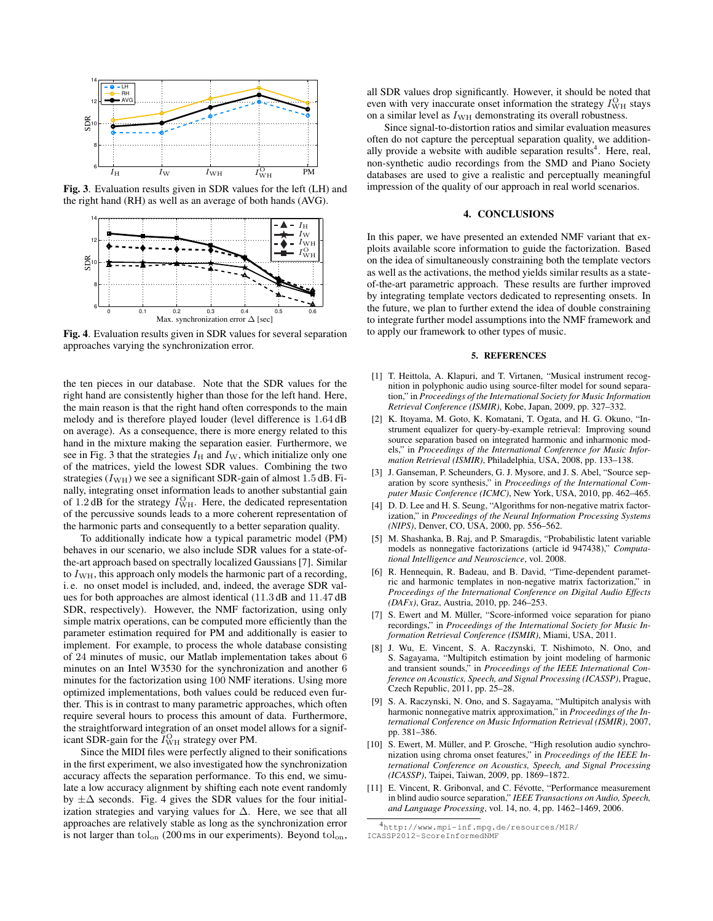14
12
SDR 10
8
6
LH
RH
AVG
$I_{\mathrm{H}}$ $I_{\mathrm{W}}$ $I_{\mathrm{WH}}$ $I_{\mathrm{WH}}^{\mathrm{O}}$ PM

**Fig. 3**. Evaluation results given in SDR values for the left (LH) and the right hand (RH) as well as an average of both hands (AVG).

14
12
SDR 10
8
6
0 0.1 0.2 0.3 0.4 0.5 0.6
Max. synchronization error Δ [sec]
$I_{\mathrm{H}}$
$I_{\mathrm{W}}$
$I_{\mathrm{WH}}$
$I_{\mathrm{WH}}^{\mathrm{O}}$

**Fig. 4**. Evaluation results given in SDR values for several separation approaches varying the synchronization error.

the ten pieces in our database. Note that the SDR values for the right hand are consistently higher than those for the left hand. Here, the main reason is that the right hand often corresponds to the main melody and is therefore played louder (level difference is 1.64 dB on average). As a consequence, there is more energy related to this hand in the mixture making the separation easier. Furthermore, we see in Fig. 3 that the strategies $I_{\mathrm{H}}$ and $I_{\mathrm{W}}$, which initialize only one of the matrices, yield the lowest SDR values. Combining the two strategies ($I_{\mathrm{WH}}$) we see a significant SDR-gain of almost 1.5 dB. Finally, integrating onset information leads to another substantial gain of 1.2 dB for the strategy $I_{\mathrm{WH}}^{\mathrm{O}}$. Here, the dedicated representation of the percussive sounds leads to a more coherent representation of the harmonic parts and consequently to a better separation quality.

To additionally indicate how a typical parametric model (PM) behaves in our scenario, we also include SDR values for a state-of-the-art approach based on spectrally localized Gaussians [7]. Similar to $I_{\mathrm{WH}}$, this approach only models the harmonic part of a recording, i. e. no onset model is included, and, indeed, the average SDR values for both approaches are almost identical (11.3 dB and 11.47 dB SDR, respectively). However, the NMF factorization, using only simple matrix operations, can be computed more efficiently than the parameter estimation required for PM and additionally is easier to implement. For example, to process the whole database consisting of 24 minutes of music, our Matlab implementation takes about 6 minutes on an Intel W3530 for the synchronization and another 6 minutes for the factorization using 100 NMF iterations. Using more optimized implementations, both values could be reduced even further. This is in contrast to many parametric approaches, which often require several hours to process this amount of data. Furthermore, the straightforward integration of an onset model allows for a significant SDR-gain for the $I_{\mathrm{WH}}^{\mathrm{O}}$ strategy over PM.

Since the MIDI files were perfectly aligned to their sonifications in the first experiment, we also investigated how the synchronization accuracy affects the separation performance. To this end, we simulate a low accuracy alignment by shifting each note event randomly by $\pm\Delta$ seconds. Fig. 4 gives the SDR values for the four initialization strategies and varying values for $\Delta$. Here, we see that all approaches are relatively stable as long as the synchronization error is not larger than $\mathrm{tol}_{\mathrm{on}}$ (200 ms in our experiments). Beyond $\mathrm{tol}_{\mathrm{on}}$, all SDR values drop significantly. However, it should be noted that even with very inaccurate onset information the strategy $I_{\mathrm{WH}}^{\mathrm{O}}$ stays on a similar level as $I_{\mathrm{WH}}$ demonstrating its overall robustness.

Since signal-to-distortion ratios and similar evaluation measures often do not capture the perceptual separation quality, we additionally provide a website with audible separation results[4]. Here, real, non-synthetic audio recordings from the SMD and Piano Society databases are used to give a realistic and perceptually meaningful impression of the quality of our approach in real world scenarios.

## 4. CONCLUSIONS

In this paper, we have presented an extended NMF variant that exploits available score information to guide the factorization. Based on the idea of simultaneously constraining both the template vectors as well as the activations, the method yields similar results as a state-of-the-art parametric approach. These results are further improved by integrating template vectors dedicated to representing onsets. In the future, we plan to further extend the idea of double constraining to integrate further model assumptions into the NMF framework and to apply our framework to other types of music.

## 5. REFERENCES

[1] T. Heittola, A. Klapuri, and T. Virtanen, "Musical instrument recognition in polyphonic audio using source-filter model for sound separation," in *Proceedings of the International Society for Music Information Retrieval Conference (ISMIR)*, Kobe, Japan, 2009, pp. 327–332.

[2] K. Itoyama, M. Goto, K. Komatani, T. Ogata, and H. G. Okuno, "Instrument equalizer for query-by-example retrieval: Improving sound source separation based on integrated harmonic and inharmonic models," in *Proceedings of the International Conference for Music Information Retrieval (ISMIR)*, Philadelphia, USA, 2008, pp. 133–138.

[3] J. Ganseman, P. Scheunders, G. J. Mysore, and J. S. Abel, "Source separation by score synthesis," in *Proceedings of the International Computer Music Conference (ICMC)*, New York, USA, 2010, pp. 462–465.

[4] D. D. Lee and H. S. Seung, "Algorithms for non-negative matrix factorization," in *Proceedings of the Neural Information Processing Systems (NIPS)*, Denver, CO, USA, 2000, pp. 556–562.

[5] M. Shashanka, B. Raj, and P. Smaragdis, "Probabilistic latent variable models as nonnegative factorizations (article id 947438)," *Computational Intelligence and Neuroscience*, vol. 2008.

[6] R. Hennequin, R. Badeau, and B. David, "Time-dependent parametric and harmonic templates in non-negative matrix factorization," in *Proceedings of the International Conference on Digital Audio Effects (DAFx)*, Graz, Austria, 2010, pp. 246–253.

[7] S. Ewert and M. Müller, "Score-informed voice separation for piano recordings," in *Proceedings of the International Society for Music Information Retrieval Conference (ISMIR)*, Miami, USA, 2011.

[8] J. Wu, E. Vincent, S. A. Raczynski, T. Nishimoto, N. Ono, and S. Sagayama, "Multipitch estimation by joint modeling of harmonic and transient sounds," in *Proceedings of the IEEE International Conference on Acoustics, Speech, and Signal Processing (ICASSP)*, Prague, Czech Republic, 2011, pp. 25–28.

[9] S. A. Raczynski, N. Ono, and S. Sagayama, "Multipitch analysis with harmonic nonnegative matrix approximation," in *Proceedings of the International Conference on Music Information Retrieval (ISMIR)*, 2007, pp. 381–386.

[10] S. Ewert, M. Müller, and P. Grosche, "High resolution audio synchronization using chroma onset features," in *Proceedings of the IEEE International Conference on Acoustics, Speech, and Signal Processing (ICASSP)*, Taipei, Taiwan, 2009, pp. 1869–1872.

[11] E. Vincent, R. Gribonval, and C. Févotte, "Performance measurement in blind audio source separation," *IEEE Transactions on Audio, Speech, and Language Processing*, vol. 14, no. 4, pp. 1462–1469, 2006.

[4] http://www.mpi-inf.mpg.de/resources/MIR/ICASSP2012-ScoreInformedNMF